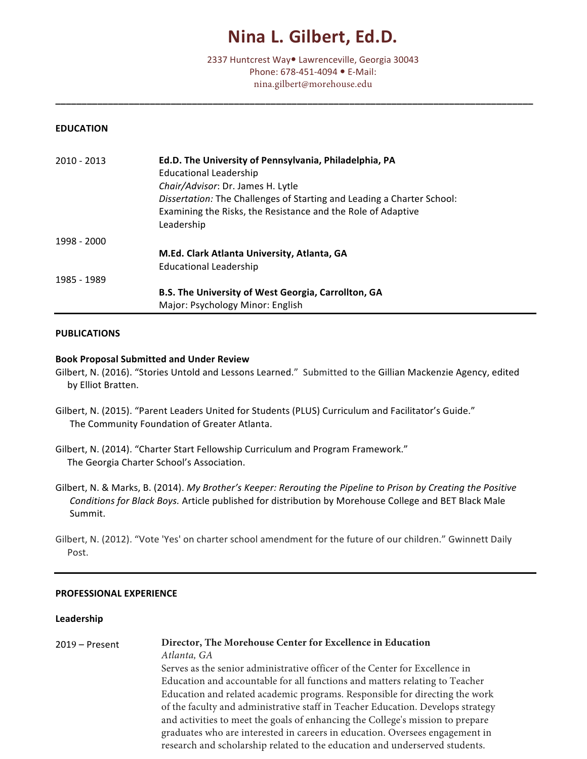# Nina L. Gilbert, Ed.D.

2337 Huntcrest Way• Lawrenceville, Georgia 30043
Phone: 678-451-4094 • E-Mail:
nina.gilbert@morehouse.edu

---

## EDUCATION

2010 - 2013
**Ed.D. The University of Pennsylvania, Philadelphia, PA**
Educational Leadership
*Chair/Advisor*: Dr. James H. Lytle
*Dissertation:* The Challenges of Starting and Leading a Charter School: Examining the Risks, the Resistance and the Role of Adaptive Leadership

1998 - 2000
**M.Ed. Clark Atlanta University, Atlanta, GA**
Educational Leadership

1985 - 1989
**B.S. The University of West Georgia, Carrollton, GA**
Major: Psychology Minor: English

---

## PUBLICATIONS

### Book Proposal Submitted and Under Review

Gilbert, N. (2016). "Stories Untold and Lessons Learned." Submitted to the Gillian Mackenzie Agency, edited by Elliot Bratten.

Gilbert, N. (2015). "Parent Leaders United for Students (PLUS) Curriculum and Facilitator's Guide." The Community Foundation of Greater Atlanta.

Gilbert, N. (2014). "Charter Start Fellowship Curriculum and Program Framework." The Georgia Charter School's Association.

Gilbert, N. & Marks, B. (2014). *My Brother's Keeper: Rerouting the Pipeline to Prison by Creating the Positive Conditions for Black Boys.* Article published for distribution by Morehouse College and BET Black Male Summit.

Gilbert, N. (2012). "Vote 'Yes' on charter school amendment for the future of our children." Gwinnett Daily Post.

---

## PROFESSIONAL EXPERIENCE

### Leadership

2019 – Present
**Director, The Morehouse Center for Excellence in Education**
*Atlanta, GA*
Serves as the senior administrative officer of the Center for Excellence in Education and accountable for all functions and matters relating to Teacher Education and related academic programs. Responsible for directing the work of the faculty and administrative staff in Teacher Education. Develops strategy and activities to meet the goals of enhancing the College's mission to prepare graduates who are interested in careers in education. Oversees engagement in research and scholarship related to the education and underserved students.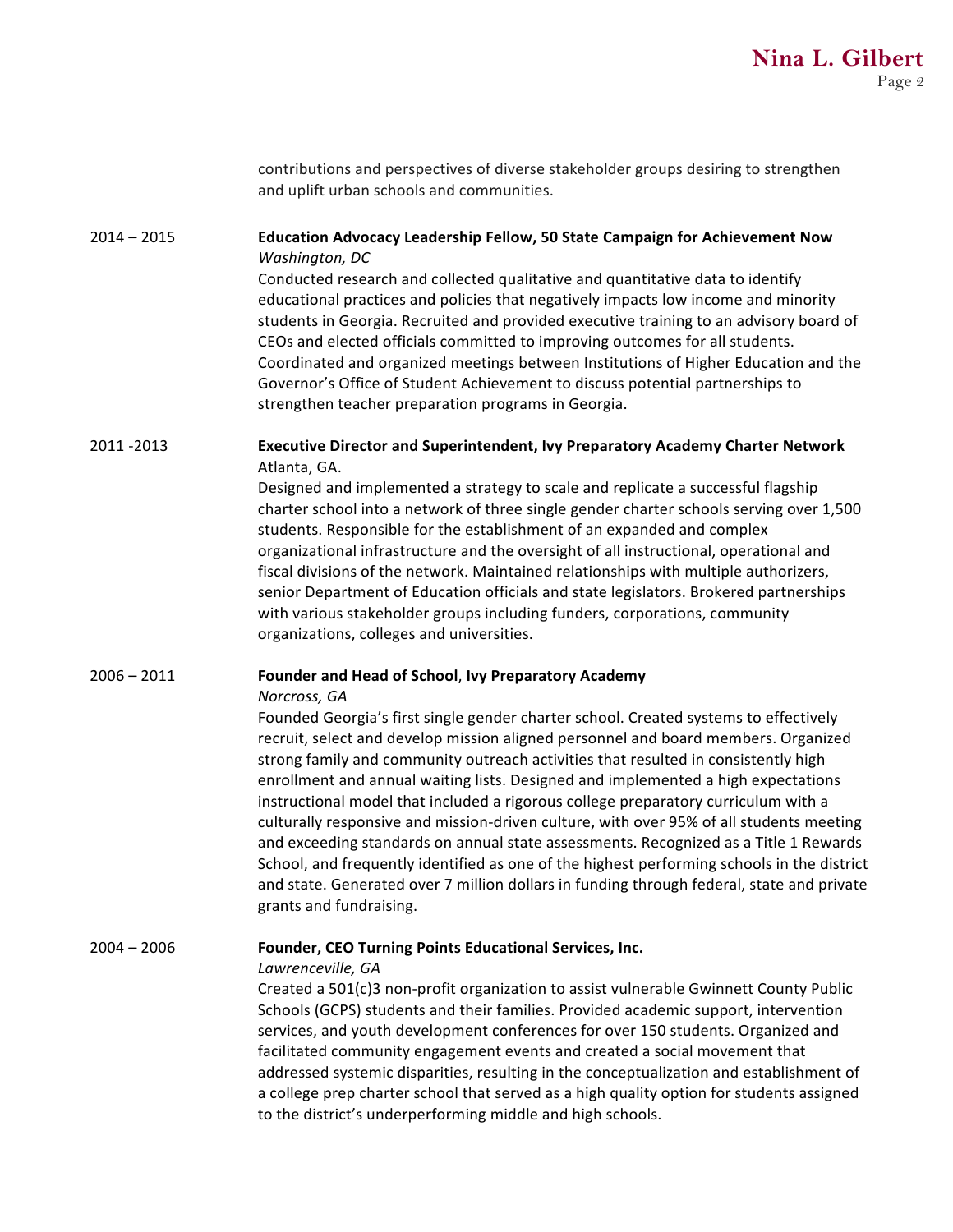contributions and perspectives of diverse stakeholder groups desiring to strengthen and uplift urban schools and communities.

2014 – 2015 **Education Advocacy Leadership Fellow, 50 State Campaign for Achievement Now**
*Washington, DC*
Conducted research and collected qualitative and quantitative data to identify educational practices and policies that negatively impacts low income and minority students in Georgia. Recruited and provided executive training to an advisory board of CEOs and elected officials committed to improving outcomes for all students. Coordinated and organized meetings between Institutions of Higher Education and the Governor's Office of Student Achievement to discuss potential partnerships to strengthen teacher preparation programs in Georgia.

2011 -2013 **Executive Director and Superintendent, Ivy Preparatory Academy Charter Network**
Atlanta, GA.
Designed and implemented a strategy to scale and replicate a successful flagship charter school into a network of three single gender charter schools serving over 1,500 students. Responsible for the establishment of an expanded and complex organizational infrastructure and the oversight of all instructional, operational and fiscal divisions of the network. Maintained relationships with multiple authorizers, senior Department of Education officials and state legislators. Brokered partnerships with various stakeholder groups including funders, corporations, community organizations, colleges and universities.

2006 – 2011 **Founder and Head of School**, **Ivy Preparatory Academy**
*Norcross, GA*
Founded Georgia's first single gender charter school. Created systems to effectively recruit, select and develop mission aligned personnel and board members. Organized strong family and community outreach activities that resulted in consistently high enrollment and annual waiting lists. Designed and implemented a high expectations instructional model that included a rigorous college preparatory curriculum with a culturally responsive and mission-driven culture, with over 95% of all students meeting and exceeding standards on annual state assessments. Recognized as a Title 1 Rewards School, and frequently identified as one of the highest performing schools in the district and state. Generated over 7 million dollars in funding through federal, state and private grants and fundraising.

2004 – 2006 **Founder, CEO Turning Points Educational Services, Inc.**
*Lawrenceville, GA*
Created a 501(c)3 non-profit organization to assist vulnerable Gwinnett County Public Schools (GCPS) students and their families. Provided academic support, intervention services, and youth development conferences for over 150 students. Organized and facilitated community engagement events and created a social movement that addressed systemic disparities, resulting in the conceptualization and establishment of a college prep charter school that served as a high quality option for students assigned to the district's underperforming middle and high schools.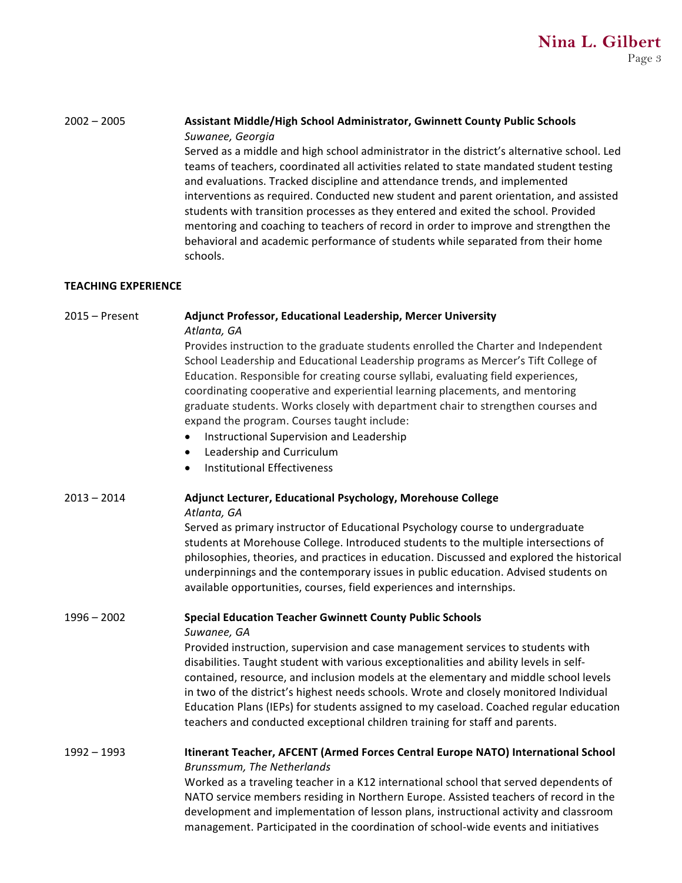**2002 – 2005** | **Assistant Middle/High School Administrator, Gwinnett County Public Schools**
*Suwanee, Georgia*
Served as a middle and high school administrator in the district's alternative school. Led teams of teachers, coordinated all activities related to state mandated student testing and evaluations. Tracked discipline and attendance trends, and implemented interventions as required. Conducted new student and parent orientation, and assisted students with transition processes as they entered and exited the school. Provided mentoring and coaching to teachers of record in order to improve and strengthen the behavioral and academic performance of students while separated from their home schools.

## TEACHING EXPERIENCE

**2015 – Present** | **Adjunct Professor, Educational Leadership, Mercer University**
*Atlanta, GA*
Provides instruction to the graduate students enrolled the Charter and Independent School Leadership and Educational Leadership programs as Mercer's Tift College of Education. Responsible for creating course syllabi, evaluating field experiences, coordinating cooperative and experiential learning placements, and mentoring graduate students. Works closely with department chair to strengthen courses and expand the program. Courses taught include:

- Instructional Supervision and Leadership
- Leadership and Curriculum
- Institutional Effectiveness

**2013 – 2014** | **Adjunct Lecturer, Educational Psychology, Morehouse College**
*Atlanta, GA*
Served as primary instructor of Educational Psychology course to undergraduate students at Morehouse College. Introduced students to the multiple intersections of philosophies, theories, and practices in education. Discussed and explored the historical underpinnings and the contemporary issues in public education. Advised students on available opportunities, courses, field experiences and internships.

**1996 – 2002** | **Special Education Teacher Gwinnett County Public Schools**
*Suwanee, GA*
Provided instruction, supervision and case management services to students with disabilities. Taught student with various exceptionalities and ability levels in self-contained, resource, and inclusion models at the elementary and middle school levels in two of the district's highest needs schools. Wrote and closely monitored Individual Education Plans (IEPs) for students assigned to my caseload. Coached regular education teachers and conducted exceptional children training for staff and parents.

**1992 – 1993** | **Itinerant Teacher, AFCENT (Armed Forces Central Europe NATO) International School**
*Brunssmum, The Netherlands*
Worked as a traveling teacher in a K12 international school that served dependents of NATO service members residing in Northern Europe. Assisted teachers of record in the development and implementation of lesson plans, instructional activity and classroom management. Participated in the coordination of school-wide events and initiatives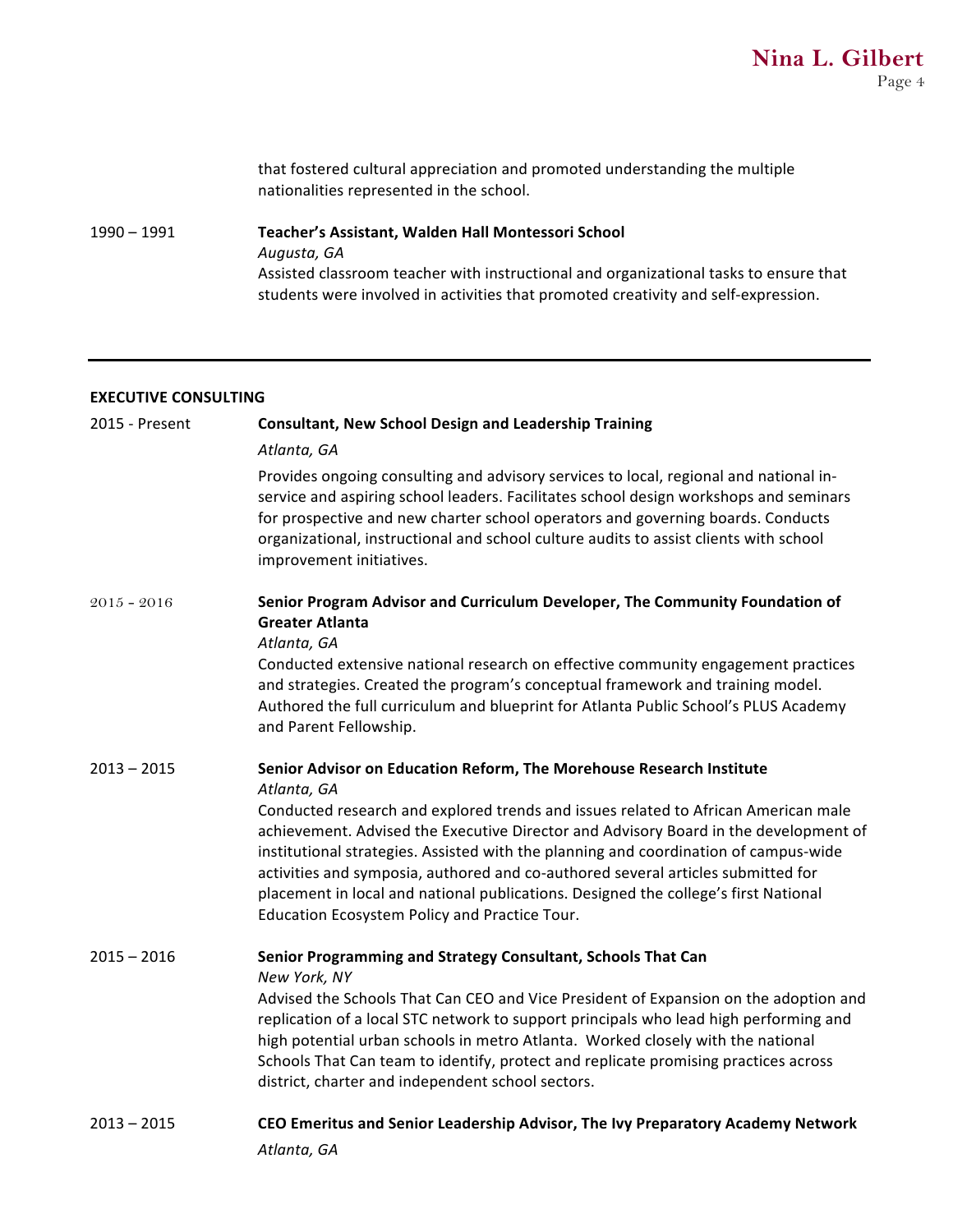that fostered cultural appreciation and promoted understanding the multiple nationalities represented in the school.

1990 – 1991 **Teacher's Assistant, Walden Hall Montessori School**
*Augusta, GA*
Assisted classroom teacher with instructional and organizational tasks to ensure that students were involved in activities that promoted creativity and self-expression.

---

## EXECUTIVE CONSULTING

2015 - Present **Consultant, New School Design and Leadership Training**
*Atlanta, GA*
Provides ongoing consulting and advisory services to local, regional and national in-service and aspiring school leaders. Facilitates school design workshops and seminars for prospective and new charter school operators and governing boards. Conducts organizational, instructional and school culture audits to assist clients with school improvement initiatives.

2015 - 2016 **Senior Program Advisor and Curriculum Developer, The Community Foundation of Greater Atlanta**
*Atlanta, GA*
Conducted extensive national research on effective community engagement practices and strategies. Created the program's conceptual framework and training model. Authored the full curriculum and blueprint for Atlanta Public School's PLUS Academy and Parent Fellowship.

2013 – 2015 **Senior Advisor on Education Reform, The Morehouse Research Institute**
*Atlanta, GA*
Conducted research and explored trends and issues related to African American male achievement. Advised the Executive Director and Advisory Board in the development of institutional strategies. Assisted with the planning and coordination of campus-wide activities and symposia, authored and co-authored several articles submitted for placement in local and national publications. Designed the college's first National Education Ecosystem Policy and Practice Tour.

2015 – 2016 **Senior Programming and Strategy Consultant, Schools That Can**
*New York, NY*
Advised the Schools That Can CEO and Vice President of Expansion on the adoption and replication of a local STC network to support principals who lead high performing and high potential urban schools in metro Atlanta. Worked closely with the national Schools That Can team to identify, protect and replicate promising practices across district, charter and independent school sectors.

2013 – 2015 **CEO Emeritus and Senior Leadership Advisor, The Ivy Preparatory Academy Network**
*Atlanta, GA*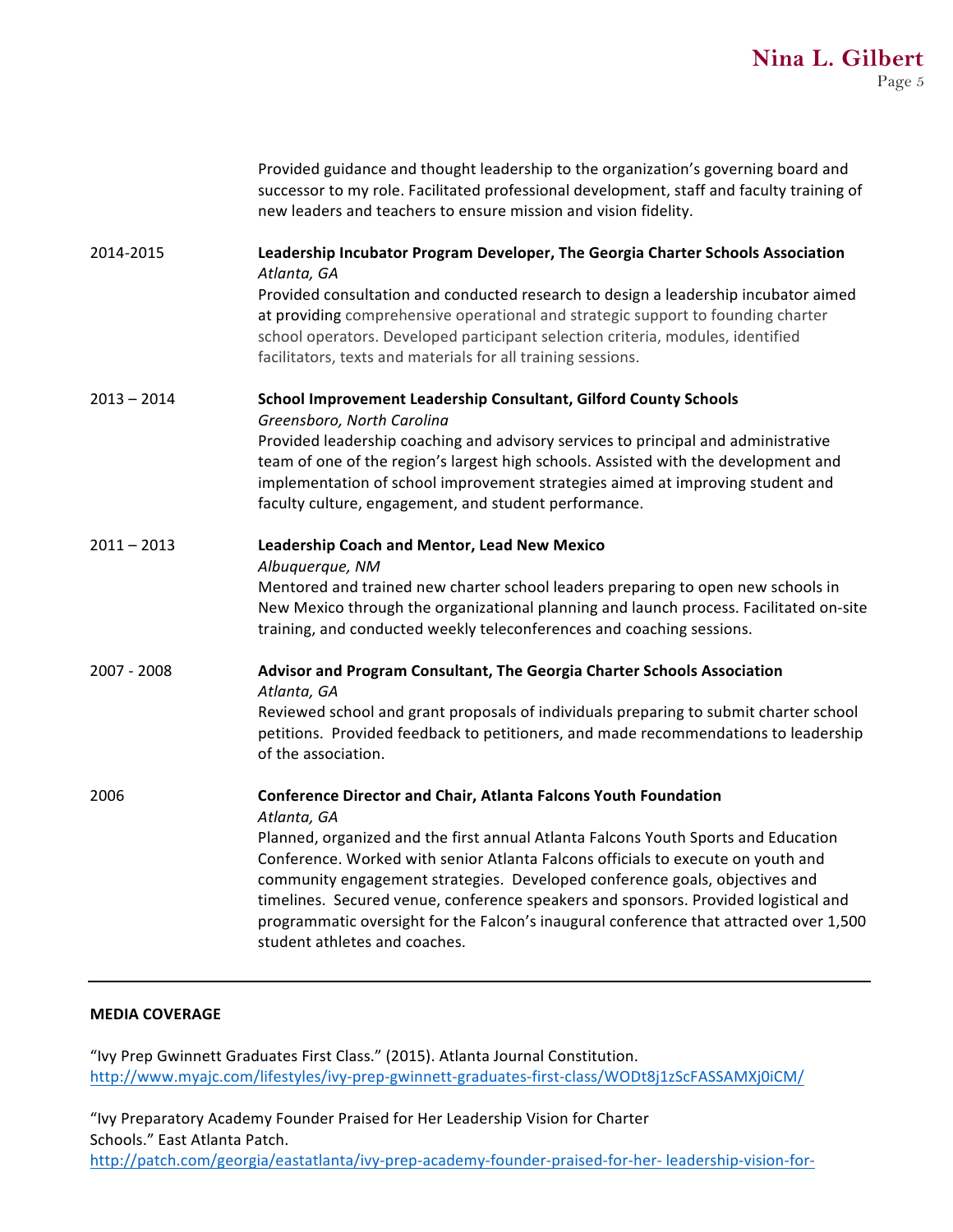Provided guidance and thought leadership to the organization's governing board and successor to my role. Facilitated professional development, staff and faculty training of new leaders and teachers to ensure mission and vision fidelity.

2014-2015 **Leadership Incubator Program Developer, The Georgia Charter Schools Association**
*Atlanta, GA*
Provided consultation and conducted research to design a leadership incubator aimed at providing comprehensive operational and strategic support to founding charter school operators. Developed participant selection criteria, modules, identified facilitators, texts and materials for all training sessions.

2013 – 2014 **School Improvement Leadership Consultant, Gilford County Schools**
*Greensboro, North Carolina*
Provided leadership coaching and advisory services to principal and administrative team of one of the region's largest high schools. Assisted with the development and implementation of school improvement strategies aimed at improving student and faculty culture, engagement, and student performance.

2011 – 2013 **Leadership Coach and Mentor, Lead New Mexico**
*Albuquerque, NM*
Mentored and trained new charter school leaders preparing to open new schools in New Mexico through the organizational planning and launch process. Facilitated on-site training, and conducted weekly teleconferences and coaching sessions.

2007 - 2008 **Advisor and Program Consultant, The Georgia Charter Schools Association**
*Atlanta, GA*
Reviewed school and grant proposals of individuals preparing to submit charter school petitions. Provided feedback to petitioners, and made recommendations to leadership of the association.

2006 **Conference Director and Chair, Atlanta Falcons Youth Foundation**
*Atlanta, GA*
Planned, organized and the first annual Atlanta Falcons Youth Sports and Education Conference. Worked with senior Atlanta Falcons officials to execute on youth and community engagement strategies. Developed conference goals, objectives and timelines. Secured venue, conference speakers and sponsors. Provided logistical and programmatic oversight for the Falcon's inaugural conference that attracted over 1,500 student athletes and coaches.

---

**MEDIA COVERAGE**

"Ivy Prep Gwinnett Graduates First Class." (2015). Atlanta Journal Constitution.
http://www.myajc.com/lifestyles/ivy-prep-gwinnett-graduates-first-class/WODt8j1zScFASSAMXj0iCM/

"Ivy Preparatory Academy Founder Praised for Her Leadership Vision for Charter Schools." East Atlanta Patch.
http://patch.com/georgia/eastatlanta/ivy-prep-academy-founder-praised-for-her- leadership-vision-for-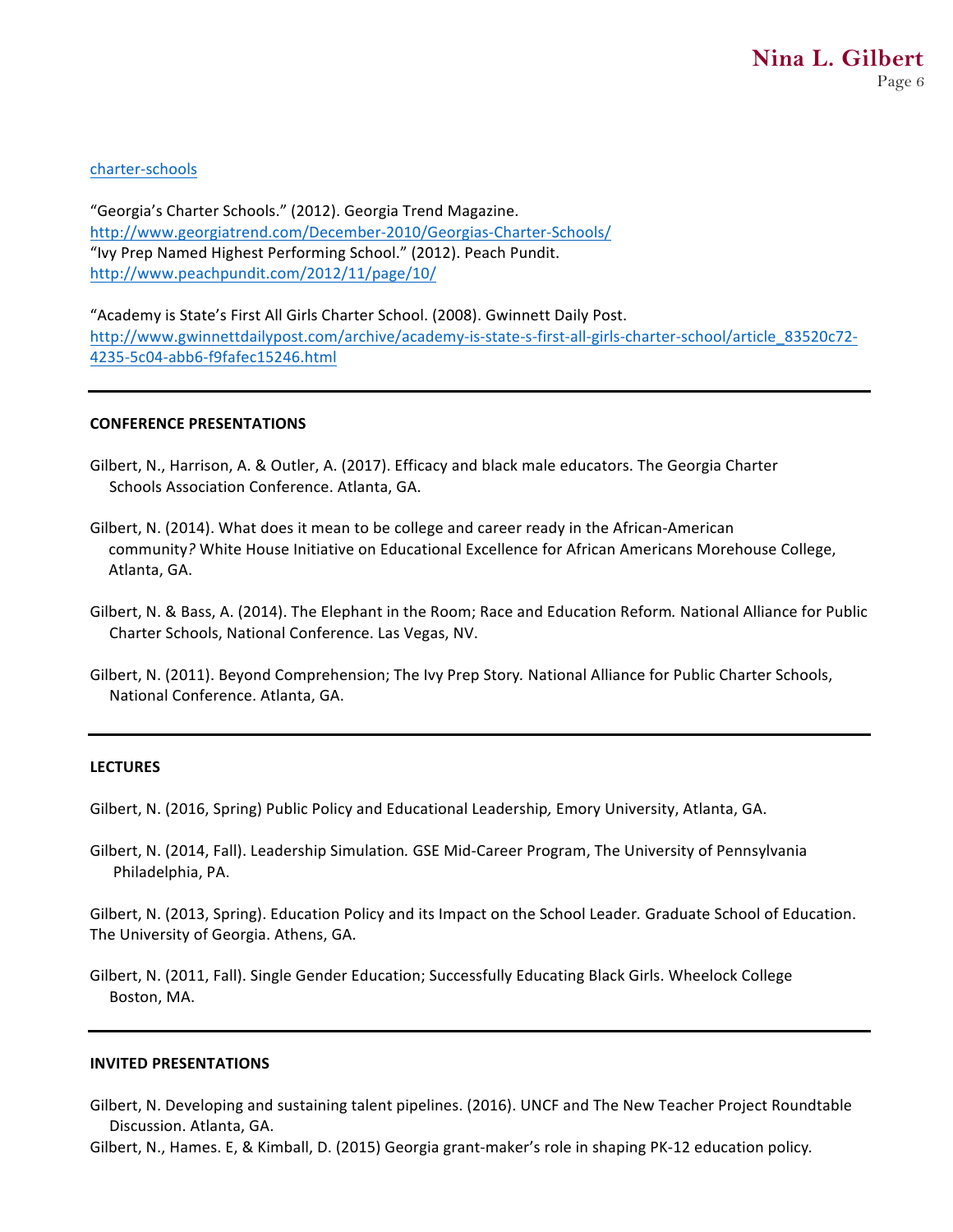charter-schools

"Georgia's Charter Schools." (2012). Georgia Trend Magazine.
http://www.georgiatrend.com/December-2010/Georgias-Charter-Schools/
"Ivy Prep Named Highest Performing School." (2012). Peach Pundit.
http://www.peachpundit.com/2012/11/page/10/

"Academy is State's First All Girls Charter School. (2008). Gwinnett Daily Post.
http://www.gwinnettdailypost.com/archive/academy-is-state-s-first-all-girls-charter-school/article_83520c72-4235-5c04-abb6-f9fafec15246.html

---

**CONFERENCE PRESENTATIONS**

Gilbert, N., Harrison, A. & Outler, A. (2017). Efficacy and black male educators. The Georgia Charter Schools Association Conference. Atlanta, GA.

Gilbert, N. (2014). What does it mean to be college and career ready in the African-American community*?* White House Initiative on Educational Excellence for African Americans Morehouse College, Atlanta, GA.

Gilbert, N. & Bass, A. (2014). The Elephant in the Room; Race and Education Reform*.* National Alliance for Public Charter Schools, National Conference. Las Vegas, NV.

Gilbert, N. (2011). Beyond Comprehension; The Ivy Prep Story*.* National Alliance for Public Charter Schools, National Conference. Atlanta, GA.

---

**LECTURES**

Gilbert, N. (2016, Spring) Public Policy and Educational Leadership*,* Emory University, Atlanta, GA.

Gilbert, N. (2014, Fall). Leadership Simulation*.* GSE Mid-Career Program, The University of Pennsylvania Philadelphia, PA.

Gilbert, N. (2013, Spring). Education Policy and its Impact on the School Leader*.* Graduate School of Education. The University of Georgia. Athens, GA.

Gilbert, N. (2011, Fall). Single Gender Education; Successfully Educating Black Girls. Wheelock College Boston, MA.

---

**INVITED PRESENTATIONS**

Gilbert, N. Developing and sustaining talent pipelines. (2016). UNCF and The New Teacher Project Roundtable Discussion. Atlanta, GA.

Gilbert, N., Hames. E, & Kimball, D. (2015) Georgia grant-maker's role in shaping PK-12 education policy.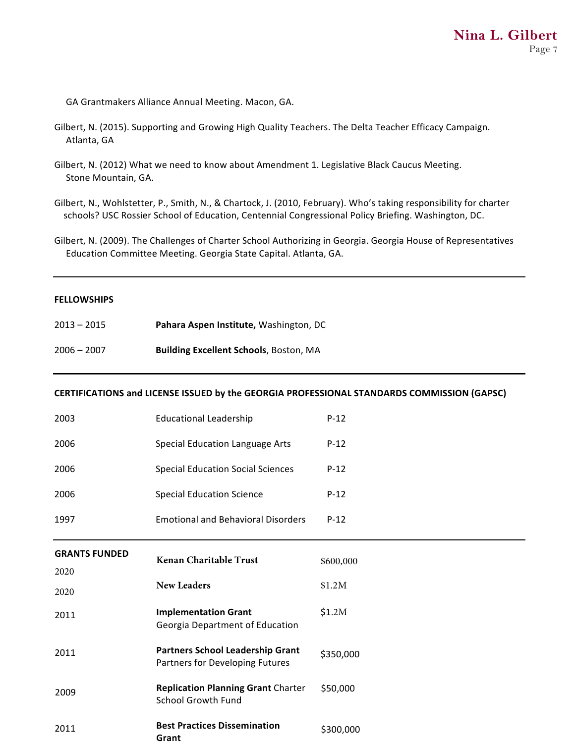GA Grantmakers Alliance Annual Meeting. Macon, GA.

Gilbert, N. (2015). Supporting and Growing High Quality Teachers. The Delta Teacher Efficacy Campaign. Atlanta, GA

Gilbert, N. (2012) What we need to know about Amendment 1. Legislative Black Caucus Meeting. Stone Mountain, GA.

Gilbert, N., Wohlstetter, P., Smith, N., & Chartock, J. (2010, February). Who's taking responsibility for charter schools? USC Rossier School of Education, Centennial Congressional Policy Briefing. Washington, DC.

Gilbert, N. (2009). The Challenges of Charter School Authorizing in Georgia. Georgia House of Representatives Education Committee Meeting. Georgia State Capital. Atlanta, GA.

---

**FELLOWSHIPS**

| | |
|---|---|
| 2013 – 2015 | **Pahara Aspen Institute,** Washington, DC |
| 2006 – 2007 | **Building Excellent Schools**, Boston, MA |

---

**CERTIFICATIONS and LICENSE ISSUED by the GEORGIA PROFESSIONAL STANDARDS COMMISSION (GAPSC)**

| | | |
|---|---|---|
| 2003 | Educational Leadership | P-12 |
| 2006 | Special Education Language Arts | P-12 |
| 2006 | Special Education Social Sciences | P-12 |
| 2006 | Special Education Science | P-12 |
| 1997 | Emotional and Behavioral Disorders | P-12 |

---

**GRANTS FUNDED**

| | | |
|---|---|---|
| 2020 | **Kenan Charitable Trust** | $600,000 |
| 2020 | **New Leaders** | $1.2M |
| 2011 | **Implementation Grant** Georgia Department of Education | $1.2M |
| 2011 | **Partners School Leadership Grant** Partners for Developing Futures | $350,000 |
| 2009 | **Replication Planning Grant** Charter School Growth Fund | $50,000 |
| 2011 | **Best Practices Dissemination Grant** | $300,000 |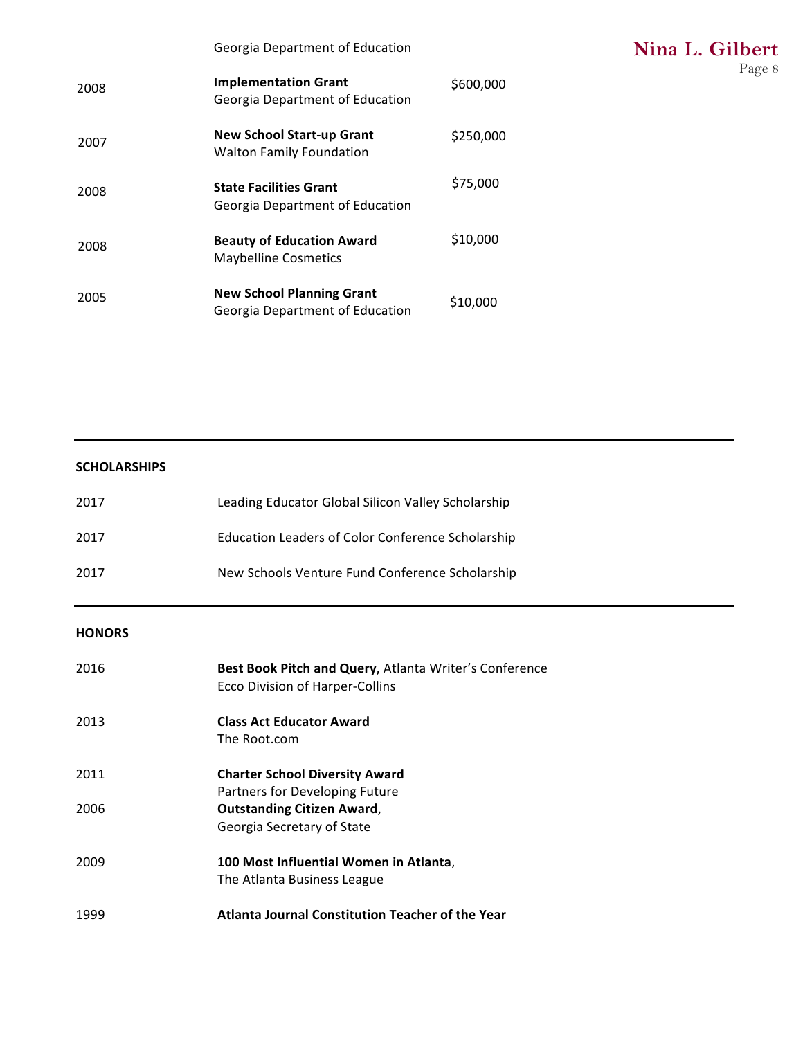| | | |
|---|---|---|
| | Georgia Department of Education | |
| 2008 | **Implementation Grant**<br>Georgia Department of Education | $600,000 |
| 2007 | **New School Start-up Grant**<br>Walton Family Foundation | $250,000 |
| 2008 | **State Facilities Grant**<br>Georgia Department of Education | $75,000 |
| 2008 | **Beauty of Education Award**<br>Maybelline Cosmetics | $10,000 |
| 2005 | **New School Planning Grant**<br>Georgia Department of Education | $10,000 |

---

## SCHOLARSHIPS

| | |
|---|---|
| 2017 | Leading Educator Global Silicon Valley Scholarship |
| 2017 | Education Leaders of Color Conference Scholarship |
| 2017 | New Schools Venture Fund Conference Scholarship |

---

## HONORS

| | |
|---|---|
| 2016 | **Best Book Pitch and Query,** Atlanta Writer's Conference<br>Ecco Division of Harper-Collins |
| 2013 | **Class Act Educator Award**<br>The Root.com |
| 2011 | **Charter School Diversity Award**<br>Partners for Developing Future |
| 2006 | **Outstanding Citizen Award**,<br>Georgia Secretary of State |
| 2009 | **100 Most Influential Women in Atlanta**,<br>The Atlanta Business League |
| 1999 | **Atlanta Journal Constitution Teacher of the Year** |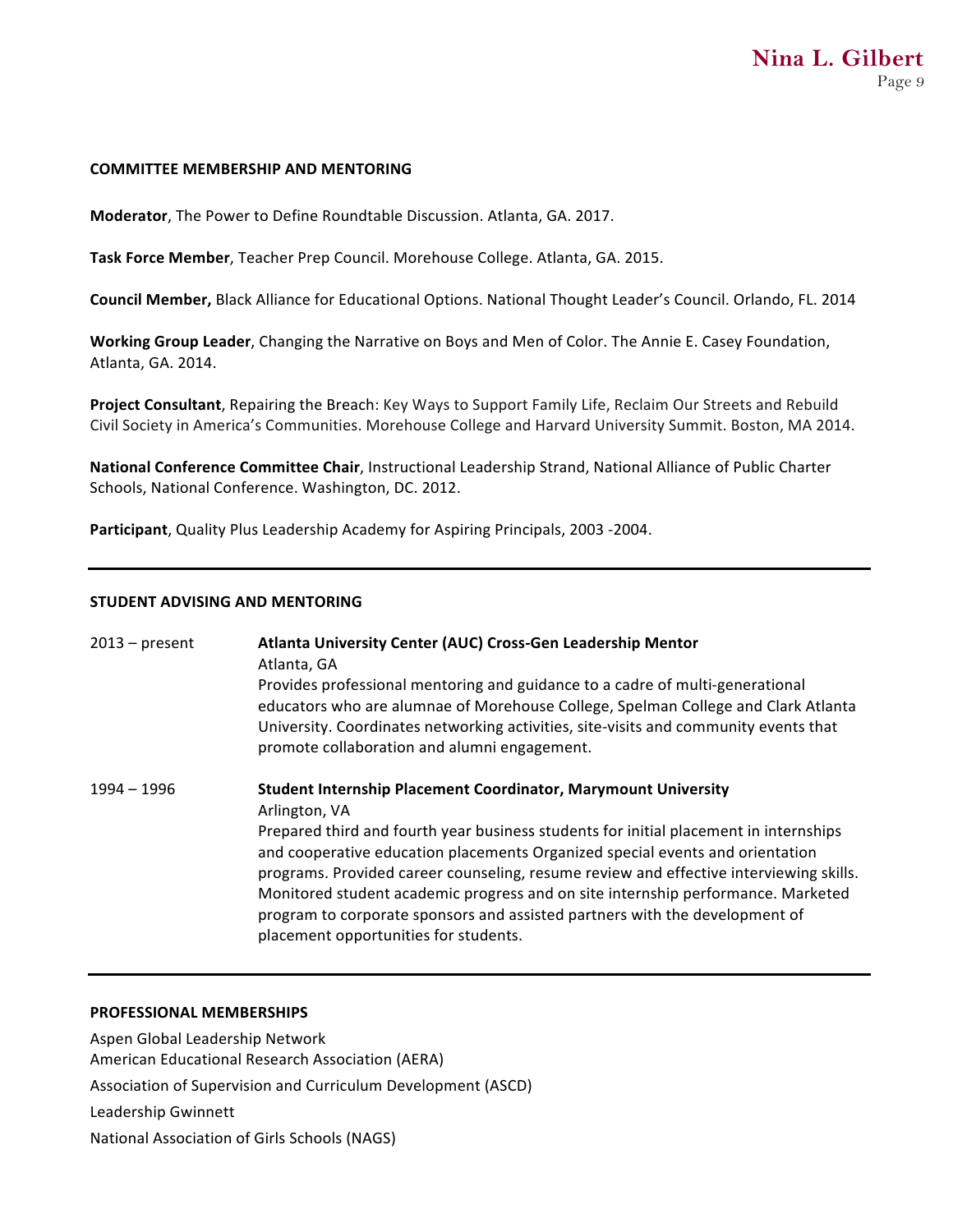## COMMITTEE MEMBERSHIP AND MENTORING

**Moderator**, The Power to Define Roundtable Discussion. Atlanta, GA. 2017.

**Task Force Member**, Teacher Prep Council. Morehouse College. Atlanta, GA. 2015.

**Council Member,** Black Alliance for Educational Options. National Thought Leader's Council. Orlando, FL. 2014

**Working Group Leader**, Changing the Narrative on Boys and Men of Color. The Annie E. Casey Foundation, Atlanta, GA. 2014.

**Project Consultant**, Repairing the Breach: Key Ways to Support Family Life, Reclaim Our Streets and Rebuild Civil Society in America's Communities. Morehouse College and Harvard University Summit. Boston, MA 2014.

**National Conference Committee Chair**, Instructional Leadership Strand, National Alliance of Public Charter Schools, National Conference. Washington, DC. 2012.

**Participant**, Quality Plus Leadership Academy for Aspiring Principals, 2003 -2004.

---

## STUDENT ADVISING AND MENTORING

2013 – present **Atlanta University Center (AUC) Cross-Gen Leadership Mentor**
Atlanta, GA
Provides professional mentoring and guidance to a cadre of multi-generational educators who are alumnae of Morehouse College, Spelman College and Clark Atlanta University. Coordinates networking activities, site-visits and community events that promote collaboration and alumni engagement.

1994 – 1996 **Student Internship Placement Coordinator, Marymount University**
Arlington, VA
Prepared third and fourth year business students for initial placement in internships and cooperative education placements Organized special events and orientation programs. Provided career counseling, resume review and effective interviewing skills. Monitored student academic progress and on site internship performance. Marketed program to corporate sponsors and assisted partners with the development of placement opportunities for students.

---

## PROFESSIONAL MEMBERSHIPS

Aspen Global Leadership Network
American Educational Research Association (AERA)
Association of Supervision and Curriculum Development (ASCD)
Leadership Gwinnett
National Association of Girls Schools (NAGS)